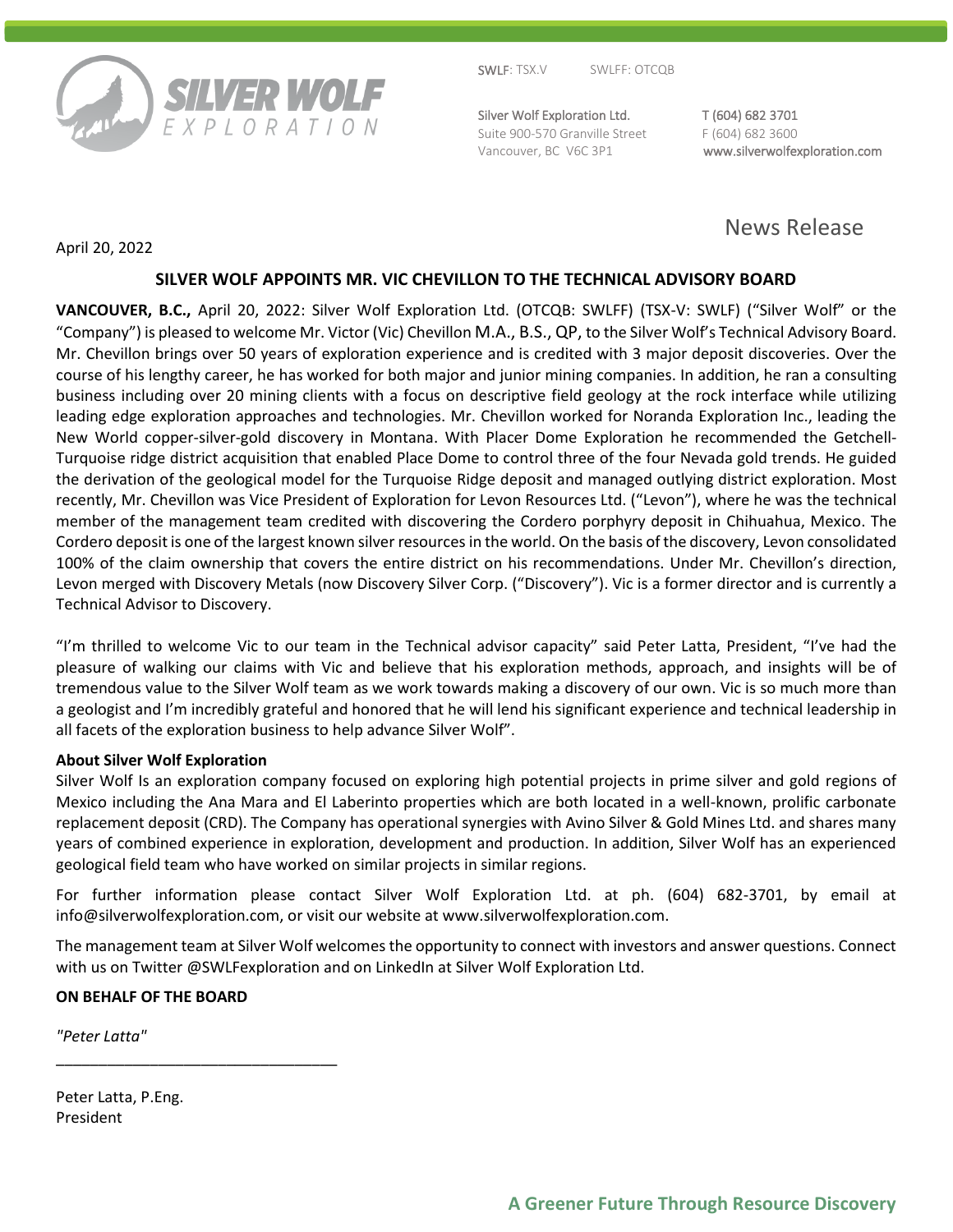SWLF: TSX.V SWLFF: OTCQB

Silver Wolf Exploration Ltd.
Suite 900-570 Granville Street
Vancouver, BC V6C 3P1

T (604) 682 3701
F (604) 682 3600
www.silverwolfexploration.com

News Release

April 20, 2022

## SILVER WOLF APPOINTS MR. VIC CHEVILLON TO THE TECHNICAL ADVISORY BOARD

**VANCOUVER, B.C.,** April 20, 2022: Silver Wolf Exploration Ltd. (OTCQB: SWLFF) (TSX-V: SWLF) ("Silver Wolf" or the "Company") is pleased to welcome Mr. Victor (Vic) Chevillon M.A., B.S., QP, to the Silver Wolf's Technical Advisory Board. Mr. Chevillon brings over 50 years of exploration experience and is credited with 3 major deposit discoveries. Over the course of his lengthy career, he has worked for both major and junior mining companies. In addition, he ran a consulting business including over 20 mining clients with a focus on descriptive field geology at the rock interface while utilizing leading edge exploration approaches and technologies. Mr. Chevillon worked for Noranda Exploration Inc., leading the New World copper-silver-gold discovery in Montana. With Placer Dome Exploration he recommended the Getchell-Turquoise ridge district acquisition that enabled Place Dome to control three of the four Nevada gold trends. He guided the derivation of the geological model for the Turquoise Ridge deposit and managed outlying district exploration. Most recently, Mr. Chevillon was Vice President of Exploration for Levon Resources Ltd. ("Levon"), where he was the technical member of the management team credited with discovering the Cordero porphyry deposit in Chihuahua, Mexico. The Cordero deposit is one of the largest known silver resources in the world. On the basis of the discovery, Levon consolidated 100% of the claim ownership that covers the entire district on his recommendations. Under Mr. Chevillon's direction, Levon merged with Discovery Metals (now Discovery Silver Corp. ("Discovery"). Vic is a former director and is currently a Technical Advisor to Discovery.

"I'm thrilled to welcome Vic to our team in the Technical advisor capacity" said Peter Latta, President, "I've had the pleasure of walking our claims with Vic and believe that his exploration methods, approach, and insights will be of tremendous value to the Silver Wolf team as we work towards making a discovery of our own. Vic is so much more than a geologist and I'm incredibly grateful and honored that he will lend his significant experience and technical leadership in all facets of the exploration business to help advance Silver Wolf".

**About Silver Wolf Exploration**

Silver Wolf Is an exploration company focused on exploring high potential projects in prime silver and gold regions of Mexico including the Ana Mara and El Laberinto properties which are both located in a well-known, prolific carbonate replacement deposit (CRD). The Company has operational synergies with Avino Silver & Gold Mines Ltd. and shares many years of combined experience in exploration, development and production. In addition, Silver Wolf has an experienced geological field team who have worked on similar projects in similar regions.

For further information please contact Silver Wolf Exploration Ltd. at ph. (604) 682-3701, by email at info@silverwolfexploration.com, or visit our website at www.silverwolfexploration.com.

The management team at Silver Wolf welcomes the opportunity to connect with investors and answer questions. Connect with us on Twitter @SWLFexploration and on LinkedIn at Silver Wolf Exploration Ltd.

**ON BEHALF OF THE BOARD**

*"Peter Latta"*

\_\_\_\_\_\_\_\_\_\_\_\_\_\_\_\_\_\_\_\_\_\_\_\_\_\_\_\_\_\_\_\_\_

Peter Latta, P.Eng.
President

**A Greener Future Through Resource Discovery**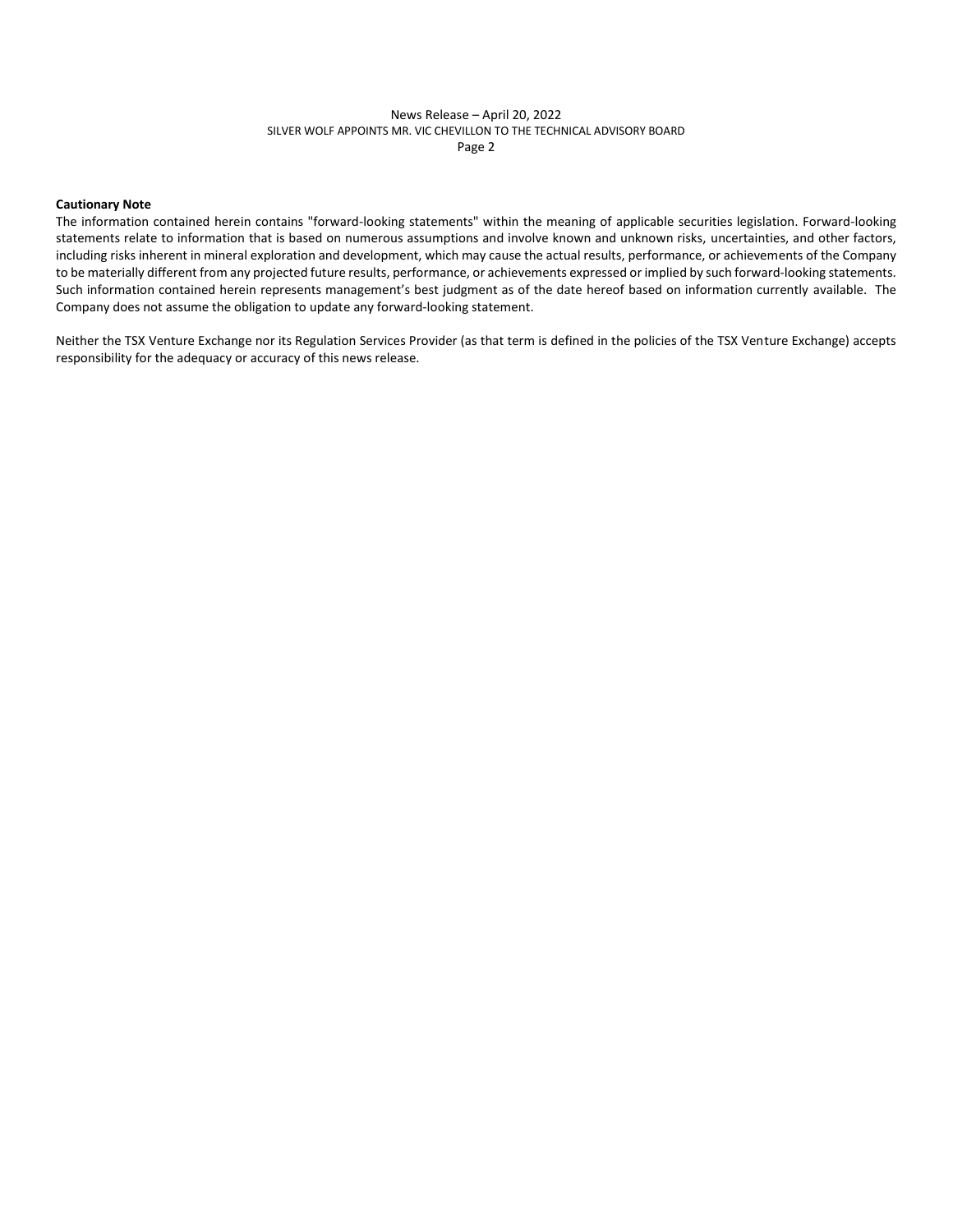**Cautionary Note**

The information contained herein contains "forward-looking statements" within the meaning of applicable securities legislation. Forward-looking statements relate to information that is based on numerous assumptions and involve known and unknown risks, uncertainties, and other factors, including risks inherent in mineral exploration and development, which may cause the actual results, performance, or achievements of the Company to be materially different from any projected future results, performance, or achievements expressed or implied by such forward-looking statements. Such information contained herein represents management's best judgment as of the date hereof based on information currently available. The Company does not assume the obligation to update any forward-looking statement.

Neither the TSX Venture Exchange nor its Regulation Services Provider (as that term is defined in the policies of the TSX Venture Exchange) accepts responsibility for the adequacy or accuracy of this news release.